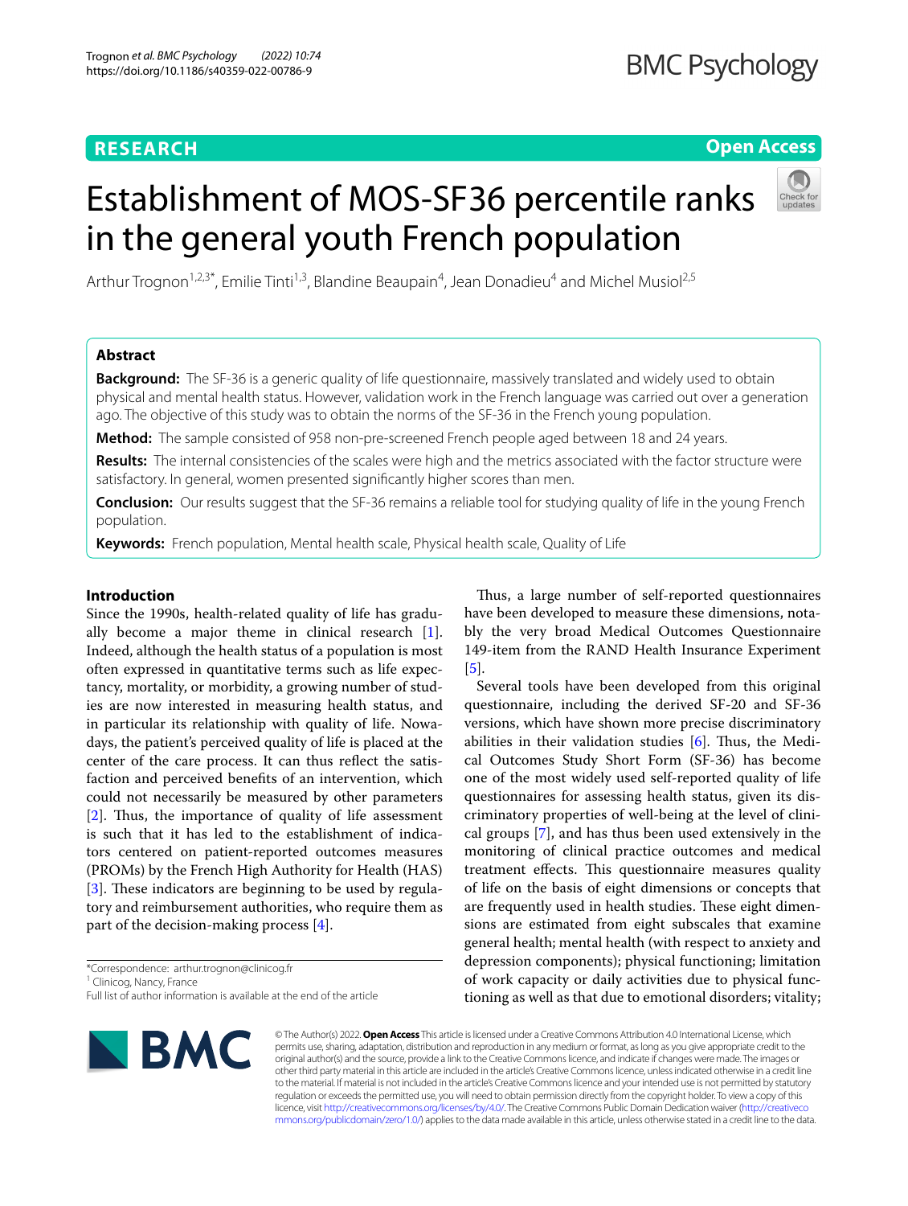RESEARCH

Open Access

# Establishment of MOS-SF36 percentile ranks in the general youth French population

Arthur Trognon[1,2,3*], Emilie Tinti[1,3], Blandine Beaupain[4], Jean Donadieu[4] and Michel Musiol[2,5]

## Abstract

**Background:** The SF-36 is a generic quality of life questionnaire, massively translated and widely used to obtain physical and mental health status. However, validation work in the French language was carried out over a generation ago. The objective of this study was to obtain the norms of the SF-36 in the French young population.

**Method:** The sample consisted of 958 non-pre-screened French people aged between 18 and 24 years.

**Results:** The internal consistencies of the scales were high and the metrics associated with the factor structure were satisfactory. In general, women presented significantly higher scores than men.

**Conclusion:** Our results suggest that the SF-36 remains a reliable tool for studying quality of life in the young French population.

**Keywords:** French population, Mental health scale, Physical health scale, Quality of Life

## Introduction

Since the 1990s, health-related quality of life has gradually become a major theme in clinical research [1]. Indeed, although the health status of a population is most often expressed in quantitative terms such as life expectancy, mortality, or morbidity, a growing number of studies are now interested in measuring health status, and in particular its relationship with quality of life. Nowadays, the patient's perceived quality of life is placed at the center of the care process. It can thus reflect the satisfaction and perceived benefits of an intervention, which could not necessarily be measured by other parameters [2]. Thus, the importance of quality of life assessment is such that it has led to the establishment of indicators centered on patient-reported outcomes measures (PROMs) by the French High Authority for Health (HAS) [3]. These indicators are beginning to be used by regulatory and reimbursement authorities, who require them as part of the decision-making process [4].

Thus, a large number of self-reported questionnaires have been developed to measure these dimensions, notably the very broad Medical Outcomes Questionnaire 149-item from the RAND Health Insurance Experiment [5].

Several tools have been developed from this original questionnaire, including the derived SF-20 and SF-36 versions, which have shown more precise discriminatory abilities in their validation studies [6]. Thus, the Medical Outcomes Study Short Form (SF-36) has become one of the most widely used self-reported quality of life questionnaires for assessing health status, given its discriminatory properties of well-being at the level of clinical groups [7], and has thus been used extensively in the monitoring of clinical practice outcomes and medical treatment effects. This questionnaire measures quality of life on the basis of eight dimensions or concepts that are frequently used in health studies. These eight dimensions are estimated from eight subscales that examine general health; mental health (with respect to anxiety and depression components); physical functioning; limitation of work capacity or daily activities due to physical functioning as well as that due to emotional disorders; vitality;

*Correspondence: arthur.trognon@clinicog.fr
[1] Clinicog, Nancy, France
Full list of author information is available at the end of the article

© The Author(s) 2022. **Open Access** This article is licensed under a Creative Commons Attribution 4.0 International License, which permits use, sharing, adaptation, distribution and reproduction in any medium or format, as long as you give appropriate credit to the original author(s) and the source, provide a link to the Creative Commons licence, and indicate if changes were made. The images or other third party material in this article are included in the article's Creative Commons licence, unless indicated otherwise in a credit line to the material. If material is not included in the article's Creative Commons licence and your intended use is not permitted by statutory regulation or exceeds the permitted use, you will need to obtain permission directly from the copyright holder. To view a copy of this licence, visit http://creativecommons.org/licenses/by/4.0/. The Creative Commons Public Domain Dedication waiver (http://creativecommons.org/publicdomain/zero/1.0/) applies to the data made available in this article, unless otherwise stated in a credit line to the data.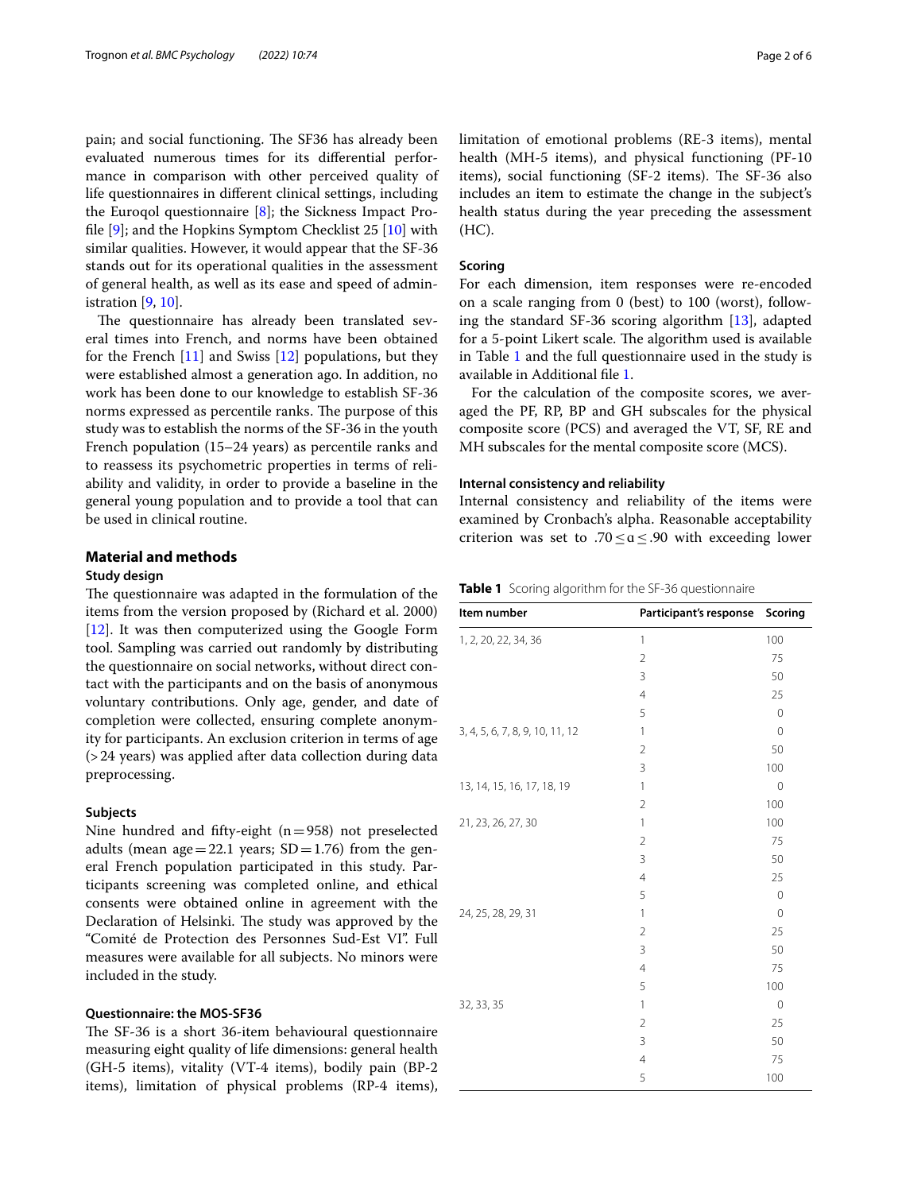pain; and social functioning. The SF36 has already been evaluated numerous times for its differential performance in comparison with other perceived quality of life questionnaires in different clinical settings, including the Euroqol questionnaire [8]; the Sickness Impact Profile [9]; and the Hopkins Symptom Checklist 25 [10] with similar qualities. However, it would appear that the SF-36 stands out for its operational qualities in the assessment of general health, as well as its ease and speed of administration [9, 10].

The questionnaire has already been translated several times into French, and norms have been obtained for the French [11] and Swiss [12] populations, but they were established almost a generation ago. In addition, no work has been done to our knowledge to establish SF-36 norms expressed as percentile ranks. The purpose of this study was to establish the norms of the SF-36 in the youth French population (15–24 years) as percentile ranks and to reassess its psychometric properties in terms of reliability and validity, in order to provide a baseline in the general young population and to provide a tool that can be used in clinical routine.

## Material and methods

### Study design

The questionnaire was adapted in the formulation of the items from the version proposed by (Richard et al. 2000) [12]. It was then computerized using the Google Form tool. Sampling was carried out randomly by distributing the questionnaire on social networks, without direct contact with the participants and on the basis of anonymous voluntary contributions. Only age, gender, and date of completion were collected, ensuring complete anonymity for participants. An exclusion criterion in terms of age (>24 years) was applied after data collection during data preprocessing.

### Subjects

Nine hundred and fifty-eight (n = 958) not preselected adults (mean age = 22.1 years; SD = 1.76) from the general French population participated in this study. Participants screening was completed online, and ethical consents were obtained online in agreement with the Declaration of Helsinki. The study was approved by the "Comité de Protection des Personnes Sud-Est VI". Full measures were available for all subjects. No minors were included in the study.

### Questionnaire: the MOS-SF36

The SF-36 is a short 36-item behavioural questionnaire measuring eight quality of life dimensions: general health (GH-5 items), vitality (VT-4 items), bodily pain (BP-2 items), limitation of physical problems (RP-4 items), limitation of emotional problems (RE-3 items), mental health (MH-5 items), and physical functioning (PF-10 items), social functioning (SF-2 items). The SF-36 also includes an item to estimate the change in the subject's health status during the year preceding the assessment (HC).

### Scoring

For each dimension, item responses were re-encoded on a scale ranging from 0 (best) to 100 (worst), following the standard SF-36 scoring algorithm [13], adapted for a 5-point Likert scale. The algorithm used is available in Table 1 and the full questionnaire used in the study is available in Additional file 1.

For the calculation of the composite scores, we averaged the PF, RP, BP and GH subscales for the physical composite score (PCS) and averaged the VT, SF, RE and MH subscales for the mental composite score (MCS).

### Internal consistency and reliability

Internal consistency and reliability of the items were examined by Cronbach's alpha. Reasonable acceptability criterion was set to $.70 \leq \alpha \leq .90$ with exceeding lower

**Table 1** Scoring algorithm for the SF-36 questionnaire

| Item number | Participant's response | Scoring |
|---|---|---|
| 1, 2, 20, 22, 34, 36 | 1 | 100 |
| | 2 | 75 |
| | 3 | 50 |
| | 4 | 25 |
| | 5 | 0 |
| 3, 4, 5, 6, 7, 8, 9, 10, 11, 12 | 1 | 0 |
| | 2 | 50 |
| | 3 | 100 |
| 13, 14, 15, 16, 17, 18, 19 | 1 | 0 |
| | 2 | 100 |
| 21, 23, 26, 27, 30 | 1 | 100 |
| | 2 | 75 |
| | 3 | 50 |
| | 4 | 25 |
| | 5 | 0 |
| 24, 25, 28, 29, 31 | 1 | 0 |
| | 2 | 25 |
| | 3 | 50 |
| | 4 | 75 |
| | 5 | 100 |
| 32, 33, 35 | 1 | 0 |
| | 2 | 25 |
| | 3 | 50 |
| | 4 | 75 |
| | 5 | 100 |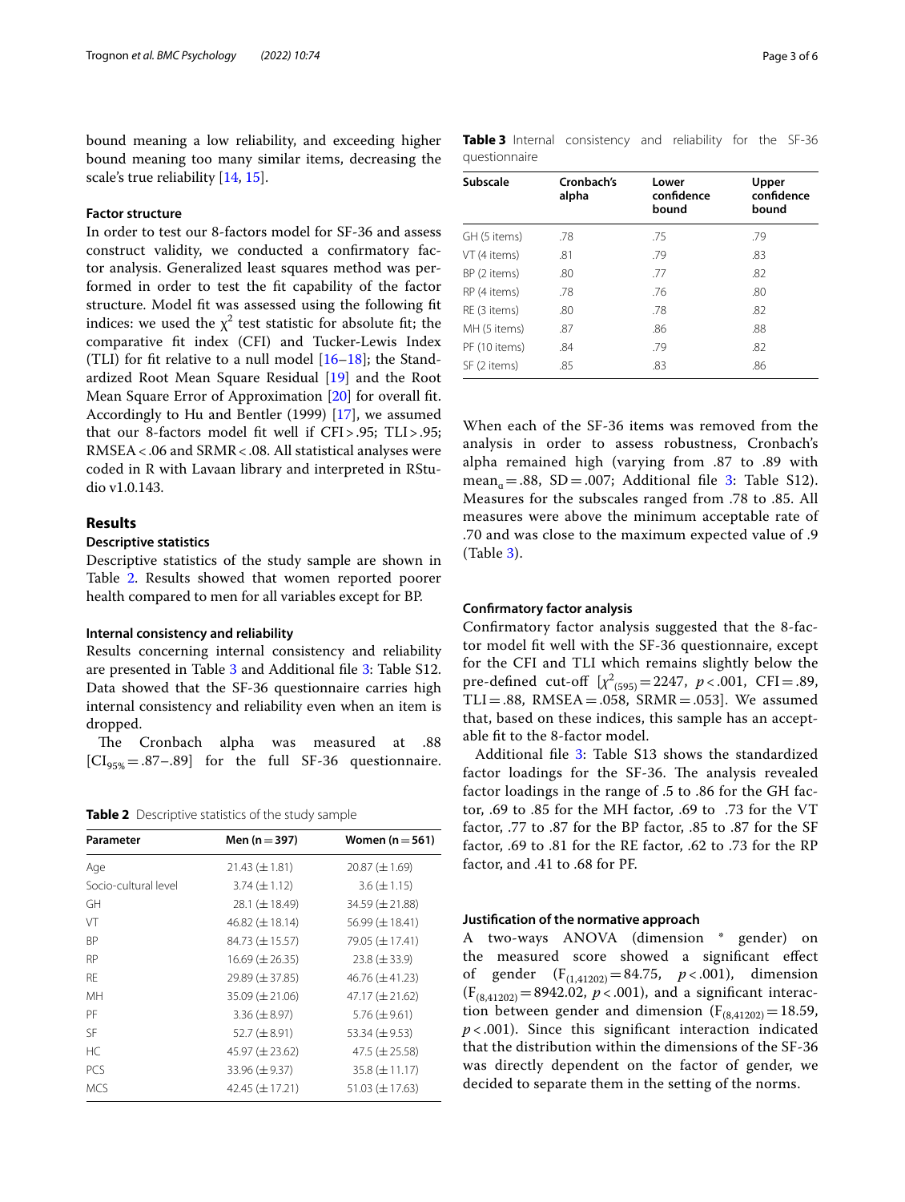bound meaning a low reliability, and exceeding higher bound meaning too many similar items, decreasing the scale's true reliability [14, 15].

### Factor structure

In order to test our 8-factors model for SF-36 and assess construct validity, we conducted a confirmatory factor analysis. Generalized least squares method was performed in order to test the fit capability of the factor structure. Model fit was assessed using the following fit indices: we used the $\chi^2$ test statistic for absolute fit; the comparative fit index (CFI) and Tucker-Lewis Index (TLI) for fit relative to a null model [16–18]; the Standardized Root Mean Square Residual [19] and the Root Mean Square Error of Approximation [20] for overall fit. Accordingly to Hu and Bentler (1999) [17], we assumed that our 8-factors model fit well if CFI > .95; TLI > .95; RMSEA < .06 and SRMR < .08. All statistical analyses were coded in R with Lavaan library and interpreted in RStudio v1.0.143.

## Results

### Descriptive statistics

Descriptive statistics of the study sample are shown in Table 2. Results showed that women reported poorer health compared to men for all variables except for BP.

### Internal consistency and reliability

Results concerning internal consistency and reliability are presented in Table 3 and Additional file 3: Table S12. Data showed that the SF-36 questionnaire carries high internal consistency and reliability even when an item is dropped.

The Cronbach alpha was measured at .88 [$CI_{95\%}$ = .87–.89] for the full SF-36 questionnaire.

**Table 2** Descriptive statistics of the study sample

| Parameter | Men (n = 397) | Women (n = 561) |
|---|---|---|
| Age | 21.43 (± 1.81) | 20.87 (± 1.69) |
| Socio-cultural level | 3.74 (± 1.12) | 3.6 (± 1.15) |
| GH | 28.1 (± 18.49) | 34.59 (± 21.88) |
| VT | 46.82 (± 18.14) | 56.99 (± 18.41) |
| BP | 84.73 (± 15.57) | 79.05 (± 17.41) |
| RP | 16.69 (± 26.35) | 23.8 (± 33.9) |
| RE | 29.89 (± 37.85) | 46.76 (± 41.23) |
| MH | 35.09 (± 21.06) | 47.17 (± 21.62) |
| PF | 3.36 (± 8.97) | 5.76 (± 9.61) |
| SF | 52.7 (± 8.91) | 53.34 (± 9.53) |
| HC | 45.97 (± 23.62) | 47.5 (± 25.58) |
| PCS | 33.96 (± 9.37) | 35.8 (± 11.17) |
| MCS | 42.45 (± 17.21) | 51.03 (± 17.63) |

**Table 3** Internal consistency and reliability for the SF-36 questionnaire

| Subscale | Cronbach's alpha | Lower confidence bound | Upper confidence bound |
|---|---|---|---|
| GH (5 items) | .78 | .75 | .79 |
| VT (4 items) | .81 | .79 | .83 |
| BP (2 items) | .80 | .77 | .82 |
| RP (4 items) | .78 | .76 | .80 |
| RE (3 items) | .80 | .78 | .82 |
| MH (5 items) | .87 | .86 | .88 |
| PF (10 items) | .84 | .79 | .82 |
| SF (2 items) | .85 | .83 | .86 |

When each of the SF-36 items was removed from the analysis in order to assess robustness, Cronbach's alpha remained high (varying from .87 to .89 with $mean_{\alpha}$ = .88, SD = .007; Additional file 3: Table S12). Measures for the subscales ranged from .78 to .85. All measures were above the minimum acceptable rate of .70 and was close to the maximum expected value of .9 (Table 3).

### Confirmatory factor analysis

Confirmatory factor analysis suggested that the 8-factor model fit well with the SF-36 questionnaire, except for the CFI and TLI which remains slightly below the pre-defined cut-off [$\chi^2_{(595)} = 2247$, $p < .001$, CFI = .89, TLI = .88, RMSEA = .058, SRMR = .053]. We assumed that, based on these indices, this sample has an acceptable fit to the 8-factor model.

Additional file 3: Table S13 shows the standardized factor loadings for the SF-36. The analysis revealed factor loadings in the range of .5 to .86 for the GH factor, .69 to .85 for the MH factor, .69 to .73 for the VT factor, .77 to .87 for the BP factor, .85 to .87 for the SF factor, .69 to .81 for the RE factor, .62 to .73 for the RP factor, and .41 to .68 for PF.

### Justification of the normative approach

A two-ways ANOVA (dimension * gender) on the measured score showed a significant effect of gender ($F_{(1,41202)} = 84.75$, $p < .001$), dimension ($F_{(8,41202)} = 8942.02$, $p < .001$), and a significant interaction between gender and dimension ($F_{(8,41202)} = 18.59$, $p < .001$). Since this significant interaction indicated that the distribution within the dimensions of the SF-36 was directly dependent on the factor of gender, we decided to separate them in the setting of the norms.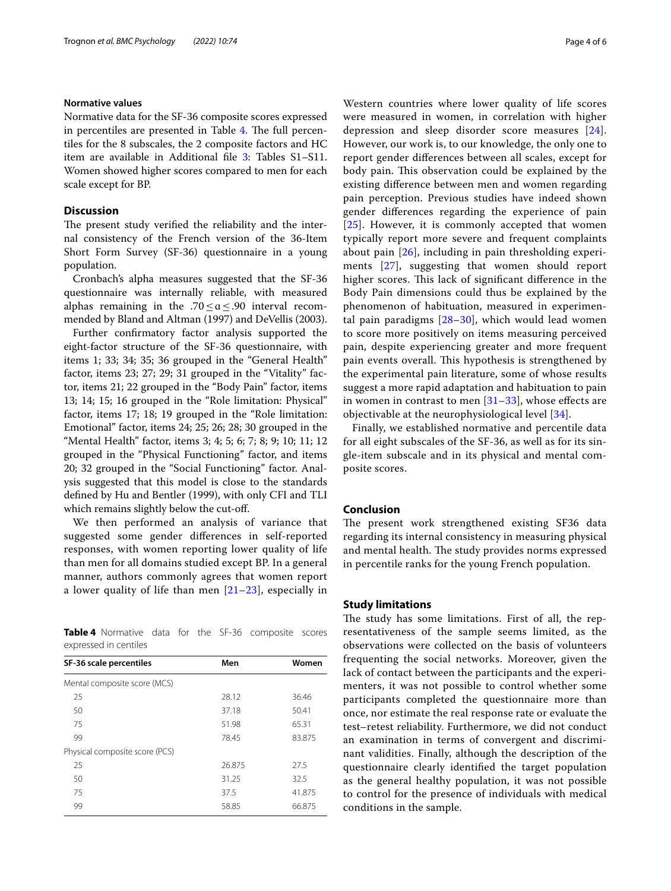### Normative values

Normative data for the SF-36 composite scores expressed in percentiles are presented in Table 4. The full percentiles for the 8 subscales, the 2 composite factors and HC item are available in Additional file 3: Tables S1–S11. Women showed higher scores compared to men for each scale except for BP.

## Discussion

The present study verified the reliability and the internal consistency of the French version of the 36-Item Short Form Survey (SF-36) questionnaire in a young population.

Cronbach's alpha measures suggested that the SF-36 questionnaire was internally reliable, with measured alphas remaining in the $.70 \leq \alpha \leq .90$ interval recommended by Bland and Altman (1997) and DeVellis (2003).

Further confirmatory factor analysis supported the eight-factor structure of the SF-36 questionnaire, with items 1; 33; 34; 35; 36 grouped in the "General Health" factor, items 23; 27; 29; 31 grouped in the "Vitality" factor, items 21; 22 grouped in the "Body Pain" factor, items 13; 14; 15; 16 grouped in the "Role limitation: Physical" factor, items 17; 18; 19 grouped in the "Role limitation: Emotional" factor, items 24; 25; 26; 28; 30 grouped in the "Mental Health" factor, items 3; 4; 5; 6; 7; 8; 9; 10; 11; 12 grouped in the "Physical Functioning" factor, and items 20; 32 grouped in the "Social Functioning" factor. Analysis suggested that this model is close to the standards defined by Hu and Bentler (1999), with only CFI and TLI which remains slightly below the cut-off.

We then performed an analysis of variance that suggested some gender differences in self-reported responses, with women reporting lower quality of life than men for all domains studied except BP. In a general manner, authors commonly agrees that women report a lower quality of life than men [21–23], especially in Western countries where lower quality of life scores were measured in women, in correlation with higher depression and sleep disorder score measures [24]. However, our work is, to our knowledge, the only one to report gender differences between all scales, except for body pain. This observation could be explained by the existing difference between men and women regarding pain perception. Previous studies have indeed shown gender differences regarding the experience of pain [25]. However, it is commonly accepted that women typically report more severe and frequent complaints about pain [26], including in pain thresholding experiments [27], suggesting that women should report higher scores. This lack of significant difference in the Body Pain dimensions could thus be explained by the phenomenon of habituation, measured in experimental pain paradigms [28–30], which would lead women to score more positively on items measuring perceived pain, despite experiencing greater and more frequent pain events overall. This hypothesis is strengthened by the experimental pain literature, some of whose results suggest a more rapid adaptation and habituation to pain in women in contrast to men [31–33], whose effects are objectivable at the neurophysiological level [34].

Finally, we established normative and percentile data for all eight subscales of the SF-36, as well as for its single-item subscale and in its physical and mental composite scores.

**Table 4** Normative data for the SF-36 composite scores expressed in centiles

| SF-36 scale percentiles | Men | Women |
|---|---|---|
| Mental composite score (MCS) | | |
| 25 | 28.12 | 36.46 |
| 50 | 37.18 | 50.41 |
| 75 | 51.98 | 65.31 |
| 99 | 78.45 | 83.875 |
| Physical composite score (PCS) | | |
| 25 | 26.875 | 27.5 |
| 50 | 31.25 | 32.5 |
| 75 | 37.5 | 41.875 |
| 99 | 58.85 | 66.875 |

## Conclusion

The present work strengthened existing SF36 data regarding its internal consistency in measuring physical and mental health. The study provides norms expressed in percentile ranks for the young French population.

## Study limitations

The study has some limitations. First of all, the representativeness of the sample seems limited, as the observations were collected on the basis of volunteers frequenting the social networks. Moreover, given the lack of contact between the participants and the experimenters, it was not possible to control whether some participants completed the questionnaire more than once, nor estimate the real response rate or evaluate the test–retest reliability. Furthermore, we did not conduct an examination in terms of convergent and discriminant validities. Finally, although the description of the questionnaire clearly identified the target population as the general healthy population, it was not possible to control for the presence of individuals with medical conditions in the sample.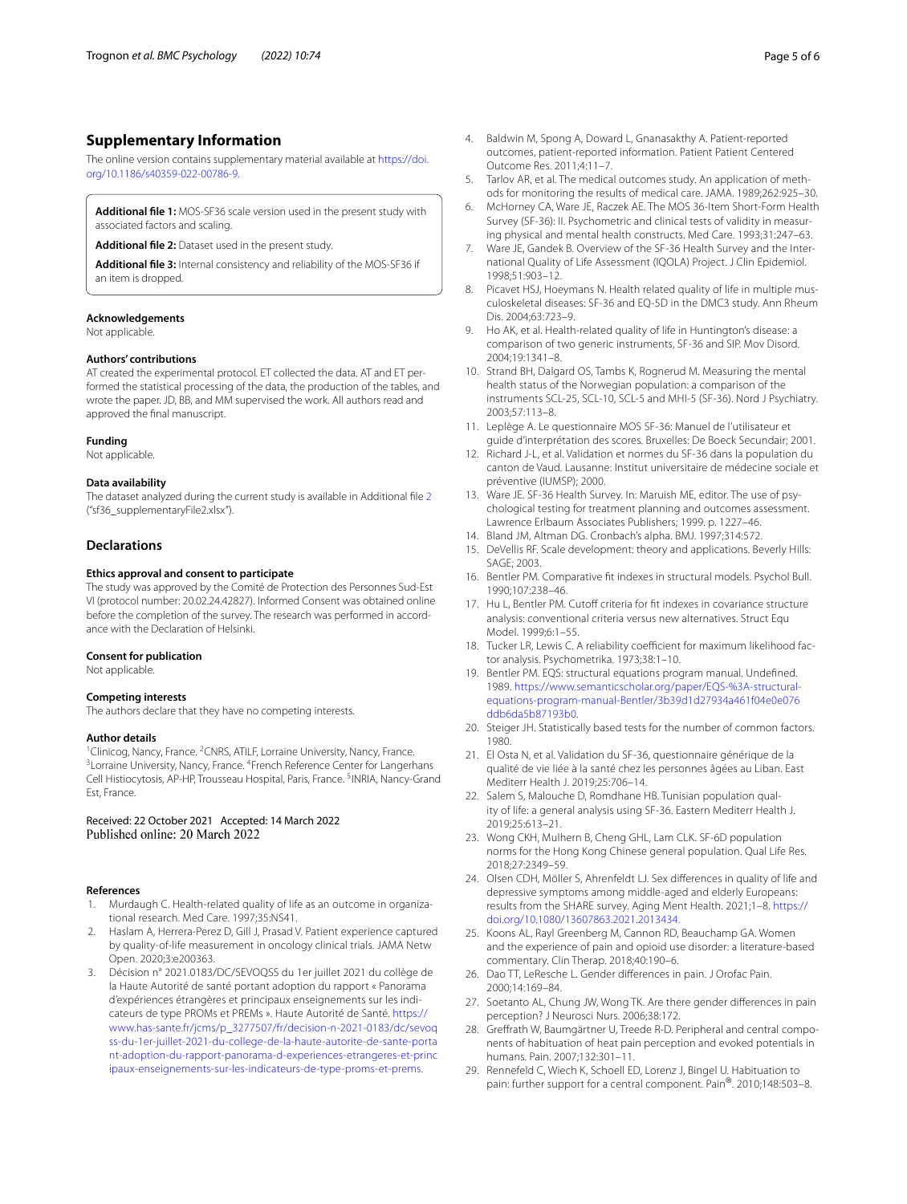## Supplementary Information

The online version contains supplementary material available at https://doi.org/10.1186/s40359-022-00786-9.

**Additional file 1:** MOS-SF36 scale version used in the present study with associated factors and scaling.

**Additional file 2:** Dataset used in the present study.

**Additional file 3:** Internal consistency and reliability of the MOS-SF36 if an item is dropped.

### Acknowledgements
Not applicable.

### Authors' contributions
AT created the experimental protocol. ET collected the data. AT and ET performed the statistical processing of the data, the production of the tables, and wrote the paper. JD, BB, and MM supervised the work. All authors read and approved the final manuscript.

### Funding
Not applicable.

### Data availability
The dataset analyzed during the current study is available in Additional file 2 ("sf36_supplementaryFile2.xlsx").

## Declarations

### Ethics approval and consent to participate
The study was approved by the Comité de Protection des Personnes Sud-Est VI (protocol number: 20.02.24.42827). Informed Consent was obtained online before the completion of the survey. The research was performed in accordance with the Declaration of Helsinki.

### Consent for publication
Not applicable.

### Competing interests
The authors declare that they have no competing interests.

### Author details
[1]Clinicog, Nancy, France. [2]CNRS, ATILF, Lorraine University, Nancy, France. [3]Lorraine University, Nancy, France. [4]French Reference Center for Langerhans Cell Histiocytosis, AP-HP, Trousseau Hospital, Paris, France. [5]INRIA, Nancy-Grand Est, France.

Received: 22 October 2021 Accepted: 14 March 2022
Published online: 20 March 2022

### References

1. Murdaugh C. Health-related quality of life as an outcome in organizational research. Med Care. 1997;35:NS41.
2. Haslam A, Herrera-Perez D, Gill J, Prasad V. Patient experience captured by quality-of-life measurement in oncology clinical trials. JAMA Netw Open. 2020;3:e200363.
3. Décision n° 2021.0183/DC/SEVOQSS du 1er juillet 2021 du collège de la Haute Autorité de santé portant adoption du rapport « Panorama d'expériences étrangères et principaux enseignements sur les indicateurs de type PROMs et PREMs ». Haute Autorité de Santé. https://www.has-sante.fr/jcms/p_3277507/fr/decision-n-2021-0183/dc/sevoqss-du-1er-juillet-2021-du-college-de-la-haute-autorite-de-sante-portant-adoption-du-rapport-panorama-d-experiences-etrangeres-et-principaux-enseignements-sur-les-indicateurs-de-type-proms-et-prems.
4. Baldwin M, Spong A, Doward L, Gnanasakthy A. Patient-reported outcomes, patient-reported information. Patient Patient Centered Outcome Res. 2011;4:11–7.
5. Tarlov AR, et al. The medical outcomes study. An application of methods for monitoring the results of medical care. JAMA. 1989;262:925–30.
6. McHorney CA, Ware JE, Raczek AE. The MOS 36-Item Short-Form Health Survey (SF-36): II. Psychometric and clinical tests of validity in measuring physical and mental health constructs. Med Care. 1993;31:247–63.
7. Ware JE, Gandek B. Overview of the SF-36 Health Survey and the International Quality of Life Assessment (IQOLA) Project. J Clin Epidemiol. 1998;51:903–12.
8. Picavet HSJ, Hoeymans N. Health related quality of life in multiple musculoskeletal diseases: SF-36 and EQ-5D in the DMC3 study. Ann Rheum Dis. 2004;63:723–9.
9. Ho AK, et al. Health-related quality of life in Huntington's disease: a comparison of two generic instruments, SF-36 and SIP. Mov Disord. 2004;19:1341–8.
10. Strand BH, Dalgard OS, Tambs K, Rognerud M. Measuring the mental health status of the Norwegian population: a comparison of the instruments SCL-25, SCL-10, SCL-5 and MHI-5 (SF-36). Nord J Psychiatry. 2003;57:113–8.
11. Leplège A. Le questionnaire MOS SF-36: Manuel de l'utilisateur et guide d'interprétation des scores. Bruxelles: De Boeck Secundair; 2001.
12. Richard J-L, et al. Validation et normes du SF-36 dans la population du canton de Vaud. Lausanne: Institut universitaire de médecine sociale et préventive (IUMSP); 2000.
13. Ware JE. SF-36 Health Survey. In: Maruish ME, editor. The use of psychological testing for treatment planning and outcomes assessment. Lawrence Erlbaum Associates Publishers; 1999. p. 1227–46.
14. Bland JM, Altman DG. Cronbach's alpha. BMJ. 1997;314:572.
15. DeVellis RF. Scale development: theory and applications. Beverly Hills: SAGE; 2003.
16. Bentler PM. Comparative fit indexes in structural models. Psychol Bull. 1990;107:238–46.
17. Hu L, Bentler PM. Cutoff criteria for fit indexes in covariance structure analysis: conventional criteria versus new alternatives. Struct Equ Model. 1999;6:1–55.
18. Tucker LR, Lewis C. A reliability coefficient for maximum likelihood factor analysis. Psychometrika. 1973;38:1–10.
19. Bentler PM. EQS: structural equations program manual. Undefined. 1989. https://www.semanticscholar.org/paper/EQS-%3A-structural-equations-program-manual-Bentler/3b39d1d27934a461f04e0e076ddb6da5b87193b0.
20. Steiger JH. Statistically based tests for the number of common factors. 1980.
21. El Osta N, et al. Validation du SF-36, questionnaire générique de la qualité de vie liée à la santé chez les personnes âgées au Liban. East Mediterr Health J. 2019;25:706–14.
22. Salem S, Malouche D, Romdhane HB. Tunisian population quality of life: a general analysis using SF-36. Eastern Mediterr Health J. 2019;25:613–21.
23. Wong CKH, Mulhern B, Cheng GHL, Lam CLK. SF-6D population norms for the Hong Kong Chinese general population. Qual Life Res. 2018;27:2349–59.
24. Olsen CDH, Möller S, Ahrenfeldt LJ. Sex differences in quality of life and depressive symptoms among middle-aged and elderly Europeans: results from the SHARE survey. Aging Ment Health. 2021;1–8. https://doi.org/10.1080/13607863.2021.2013434.
25. Koons AL, Rayl Greenberg M, Cannon RD, Beauchamp GA. Women and the experience of pain and opioid use disorder: a literature-based commentary. Clin Therap. 2018;40:190–6.
26. Dao TT, LeResche L. Gender differences in pain. J Orofac Pain. 2000;14:169–84.
27. Soetanto AL, Chung JW, Wong TK. Are there gender differences in pain perception? J Neurosci Nurs. 2006;38:172.
28. Greffrath W, Baumgärtner U, Treede R-D. Peripheral and central components of habituation of heat pain perception and evoked potentials in humans. Pain. 2007;132:301–11.
29. Rennefeld C, Wiech K, Schoell ED, Lorenz J, Bingel U. Habituation to pain: further support for a central component. Pain®. 2010;148:503–8.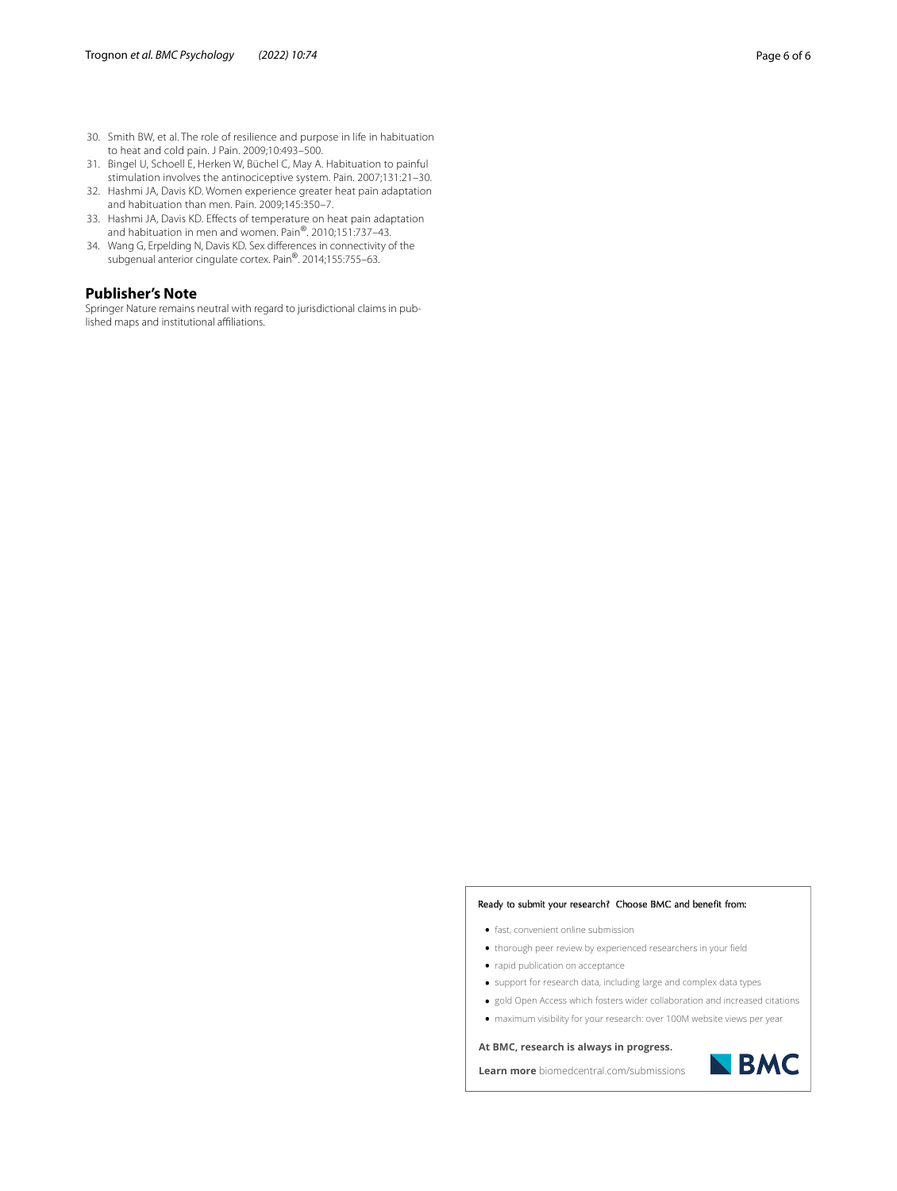30. Smith BW, et al. The role of resilience and purpose in life in habituation to heat and cold pain. J Pain. 2009;10:493–500.
31. Bingel U, Schoell E, Herken W, Büchel C, May A. Habituation to painful stimulation involves the antinociceptive system. Pain. 2007;131:21–30.
32. Hashmi JA, Davis KD. Women experience greater heat pain adaptation and habituation than men. Pain. 2009;145:350–7.
33. Hashmi JA, Davis KD. Effects of temperature on heat pain adaptation and habituation in men and women. Pain®. 2010;151:737–43.
34. Wang G, Erpelding N, Davis KD. Sex differences in connectivity of the subgenual anterior cingulate cortex. Pain®. 2014;155:755–63.

## Publisher's Note

Springer Nature remains neutral with regard to jurisdictional claims in published maps and institutional affiliations.

Ready to submit your research? Choose BMC and benefit from:

- fast, convenient online submission
- thorough peer review by experienced researchers in your field
- rapid publication on acceptance
- support for research data, including large and complex data types
- gold Open Access which fosters wider collaboration and increased citations
- maximum visibility for your research: over 100M website views per year

**At BMC, research is always in progress.**

**Learn more** biomedcentral.com/submissions

BMC